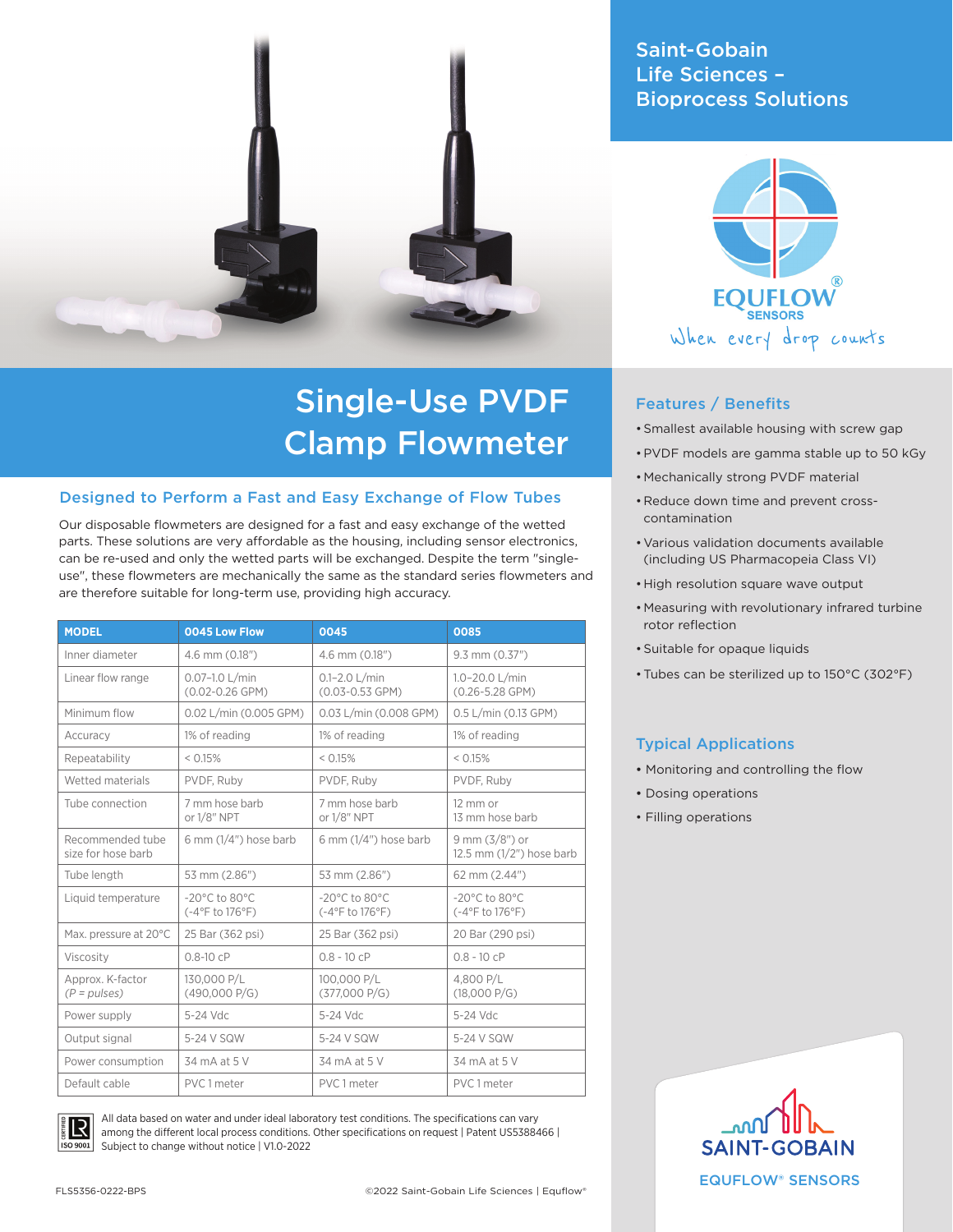Saint-Gobain Life Sciences – Bioprocess Solutions

EQUFLOW® SENSORS

When every drop counts

# Single-Use PVDF Clamp Flowmeter

## Designed to Perform a Fast and Easy Exchange of Flow Tubes

Our disposable flowmeters are designed for a fast and easy exchange of the wetted parts. These solutions are very affordable as the housing, including sensor electronics, can be re-used and only the wetted parts will be exchanged. Despite the term "single-use", these flowmeters are mechanically the same as the standard series flowmeters and are therefore suitable for long-term use, providing high accuracy.

| MODEL | 0045 Low Flow | 0045 | 0085 |
|---|---|---|---|
| Inner diameter | 4.6 mm (0.18") | 4.6 mm (0.18") | 9.3 mm (0.37") |
| Linear flow range | 0.07–1.0 L/min (0.02-0.26 GPM) | 0.1–2.0 L/min (0.03-0.53 GPM) | 1.0–20.0 L/min (0.26-5.28 GPM) |
| Minimum flow | 0.02 L/min (0.005 GPM) | 0.03 L/min (0.008 GPM) | 0.5 L/min (0.13 GPM) |
| Accuracy | 1% of reading | 1% of reading | 1% of reading |
| Repeatability | < 0.15% | < 0.15% | < 0.15% |
| Wetted materials | PVDF, Ruby | PVDF, Ruby | PVDF, Ruby |
| Tube connection | 7 mm hose barb or 1/8" NPT | 7 mm hose barb or 1/8" NPT | 12 mm or 13 mm hose barb |
| Recommended tube size for hose barb | 6 mm (1/4") hose barb | 6 mm (1/4") hose barb | 9 mm (3/8") or 12.5 mm (1/2") hose barb |
| Tube length | 53 mm (2.86") | 53 mm (2.86") | 62 mm (2.44") |
| Liquid temperature | -20°C to 80°C (-4°F to 176°F) | -20°C to 80°C (-4°F to 176°F) | -20°C to 80°C (-4°F to 176°F) |
| Max. pressure at 20°C | 25 Bar (362 psi) | 25 Bar (362 psi) | 20 Bar (290 psi) |
| Viscosity | 0.8-10 cP | 0.8 - 10 cP | 0.8 - 10 cP |
| Approx. K-factor *(P = pulses)* | 130,000 P/L (490,000 P/G) | 100,000 P/L (377,000 P/G) | 4,800 P/L (18,000 P/G) |
| Power supply | 5-24 Vdc | 5-24 Vdc | 5-24 Vdc |
| Output signal | 5-24 V SQW | 5-24 V SQW | 5-24 V SQW |
| Power consumption | 34 mA at 5 V | 34 mA at 5 V | 34 mA at 5 V |
| Default cable | PVC 1 meter | PVC 1 meter | PVC 1 meter |

All data based on water and under ideal laboratory test conditions. The specifications can vary among the different local process conditions. Other specifications on request | Patent US5388466 | Subject to change without notice | V1.0-2022

## Features / Benefits

- Smallest available housing with screw gap
- PVDF models are gamma stable up to 50 kGy
- Mechanically strong PVDF material
- Reduce down time and prevent cross-contamination
- Various validation documents available (including US Pharmacopeia Class VI)
- High resolution square wave output
- Measuring with revolutionary infrared turbine rotor reflection
- Suitable for opaque liquids
- Tubes can be sterilized up to 150°C (302°F)

## Typical Applications

- Monitoring and controlling the flow
- Dosing operations
- Filling operations

SAINT-GOBAIN EQUFLOW® SENSORS

FLS5356-0222-BPS

©2022 Saint-Gobain Life Sciences | Equflow®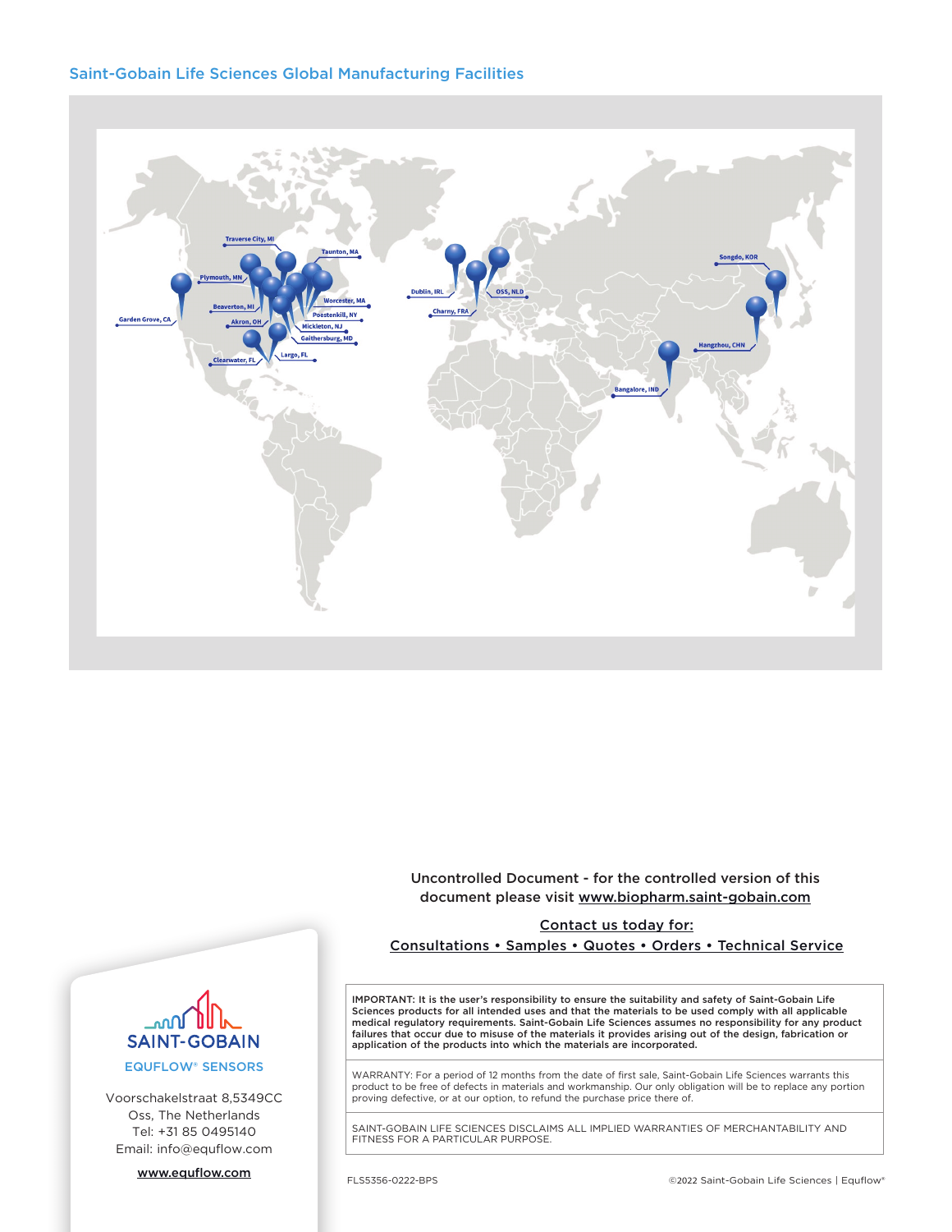## Saint-Gobain Life Sciences Global Manufacturing Facilities

Traverse City, MI
Taunton, MA
Plymouth, MN
Garden Grove, CA
Beaverton, MI
Worcester, MA
Poestenkill, NY
Akron, OH
Mickleton, NJ
Gaithersburg, MD
Largo, FL
Clearwater, FL
Dublin, IRL
Charny, FRA
OSS, NLD
Songdo, KOR
Hangzhou, CHN
Bangalore, IND

Uncontrolled Document - for the controlled version of this document please visit www.biopharm.saint-gobain.com

Contact us today for:
Consultations • Samples • Quotes • Orders • Technical Service

SAINT-GOBAIN
EQUFLOW® SENSORS

Voorschakelstraat 8,5349CC
Oss, The Netherlands
Tel: +31 85 0495140
Email: info@equflow.com

www.equflow.com

**IMPORTANT: It is the user's responsibility to ensure the suitability and safety of Saint-Gobain Life Sciences products for all intended uses and that the materials to be used comply with all applicable medical regulatory requirements. Saint-Gobain Life Sciences assumes no responsibility for any product failures that occur due to misuse of the materials it provides arising out of the design, fabrication or application of the products into which the materials are incorporated.**

WARRANTY: For a period of 12 months from the date of first sale, Saint-Gobain Life Sciences warrants this product to be free of defects in materials and workmanship. Our only obligation will be to replace any portion proving defective, or at our option, to refund the purchase price there of.

SAINT-GOBAIN LIFE SCIENCES DISCLAIMS ALL IMPLIED WARRANTIES OF MERCHANTABILITY AND FITNESS FOR A PARTICULAR PURPOSE.

FLS5356-0222-BPS

©2022 Saint-Gobain Life Sciences | Equflow®